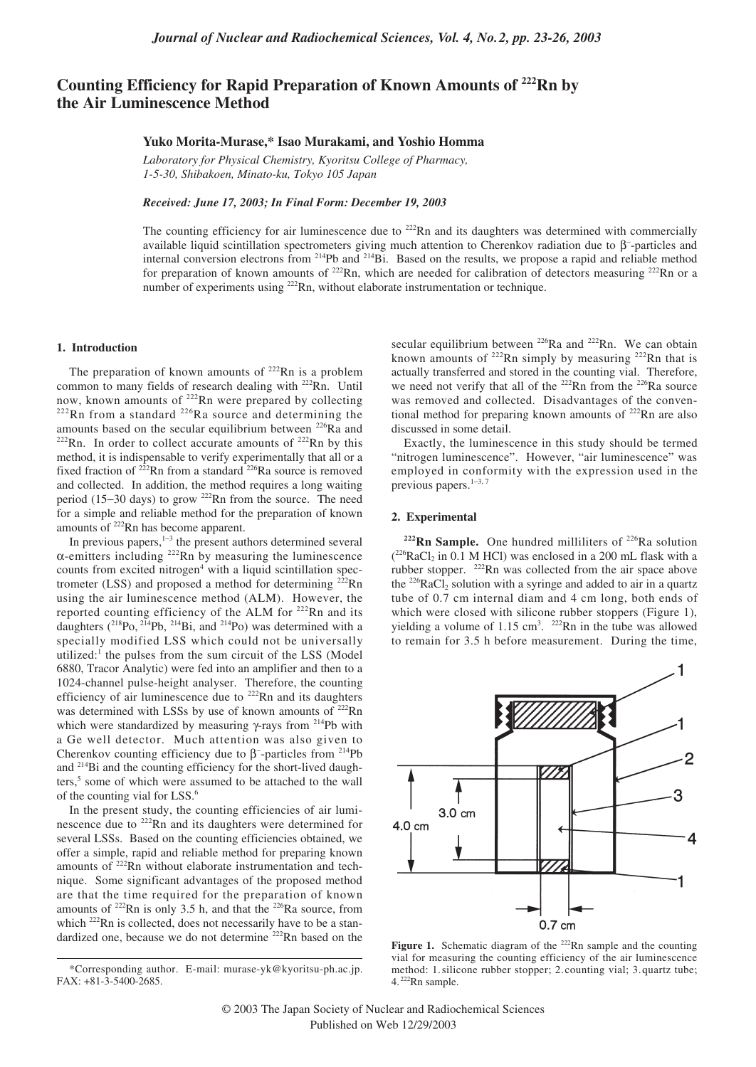# Counting Efficiency for Rapid Preparation of Known Amounts of $^{222}Rn$ by the Air Luminescence Method

**Yuko Morita-Murase,* Isao Murakami, and Yoshio Homma**

*Laboratory for Physical Chemistry, Kyoritsu College of Pharmacy, 1-5-30, Shibakoen, Minato-ku, Tokyo 105 Japan*

*Received: June 17, 2003; In Final Form: December 19, 2003*

The counting efficiency for air luminescence due to $^{222}Rn$ and its daughters was determined with commercially available liquid scintillation spectrometers giving much attention to Cherenkov radiation due to $\beta^-$-particles and internal conversion electrons from $^{214}Pb$ and $^{214}Bi$. Based on the results, we propose a rapid and reliable method for preparation of known amounts of $^{222}Rn$, which are needed for calibration of detectors measuring $^{222}Rn$ or a number of experiments using $^{222}Rn$, without elaborate instrumentation or technique.

## 1. Introduction

The preparation of known amounts of $^{222}Rn$ is a problem common to many fields of research dealing with $^{222}Rn$. Until now, known amounts of $^{222}Rn$ were prepared by collecting $^{222}Rn$ from a standard $^{226}Ra$ source and determining the amounts based on the secular equilibrium between $^{226}Ra$ and $^{222}Rn$. In order to collect accurate amounts of $^{222}Rn$ by this method, it is indispensable to verify experimentally that all or a fixed fraction of $^{222}Rn$ from a standard $^{226}Ra$ source is removed and collected. In addition, the method requires a long waiting period (15–30 days) to grow $^{222}Rn$ from the source. The need for a simple and reliable method for the preparation of known amounts of $^{222}Rn$ has become apparent.

In previous papers,[1–3] the present authors determined several $\alpha$-emitters including $^{222}Rn$ by measuring the luminescence counts from excited nitrogen[4] with a liquid scintillation spectrometer (LSS) and proposed a method for determining $^{222}Rn$ using the air luminescence method (ALM). However, the reported counting efficiency of the ALM for $^{222}Rn$ and its daughters ($^{218}Po$, $^{214}Pb$, $^{214}Bi$, and $^{214}Po$) was determined with a specially modified LSS which could not be universally utilized:[1] the pulses from the sum circuit of the LSS (Model 6880, Tracor Analytic) were fed into an amplifier and then to a 1024-channel pulse-height analyser. Therefore, the counting efficiency of air luminescence due to $^{222}Rn$ and its daughters was determined with LSSs by use of known amounts of $^{222}Rn$ which were standardized by measuring $\gamma$-rays from $^{214}Pb$ with a Ge well detector. Much attention was also given to Cherenkov counting efficiency due to $\beta^-$-particles from $^{214}Pb$ and $^{214}Bi$ and the counting efficiency for the short-lived daughters,[5] some of which were assumed to be attached to the wall of the counting vial for LSS.[6]

In the present study, the counting efficiencies of air luminescence due to $^{222}Rn$ and its daughters were determined for several LSSs. Based on the counting efficiencies obtained, we offer a simple, rapid and reliable method for preparing known amounts of $^{222}Rn$ without elaborate instrumentation and technique. Some significant advantages of the proposed method are that the time required for the preparation of known amounts of $^{222}Rn$ is only 3.5 h, and that the $^{226}Ra$ source, from which $^{222}Rn$ is collected, does not necessarily have to be a standardized one, because we do not determine $^{222}Rn$ based on the secular equilibrium between $^{226}Ra$ and $^{222}Rn$. We can obtain known amounts of $^{222}Rn$ simply by measuring $^{222}Rn$ that is actually transferred and stored in the counting vial. Therefore, we need not verify that all of the $^{222}Rn$ from the $^{226}Ra$ source was removed and collected. Disadvantages of the conventional method for preparing known amounts of $^{222}Rn$ are also discussed in some detail.

Exactly, the luminescence in this study should be termed "nitrogen luminescence". However, "air luminescence" was employed in conformity with the expression used in the previous papers.[1–3, 7]

## 2. Experimental

**$^{222}Rn$ Sample.** One hundred milliliters of $^{226}Ra$ solution ($^{226}RaCl_2$ in 0.1 M HCl) was enclosed in a 200 mL flask with a rubber stopper. $^{222}Rn$ was collected from the air space above the $^{226}RaCl_2$ solution with a syringe and added to air in a quartz tube of 0.7 cm internal diam and 4 cm long, both ends of which were closed with silicone rubber stoppers (Figure 1), yielding a volume of 1.15 cm$^3$. $^{222}Rn$ in the tube was allowed to remain for 3.5 h before measurement. During the time,

**Figure 1.** Schematic diagram of the $^{222}Rn$ sample and the counting vial for measuring the counting efficiency of the air luminescence method: 1. silicone rubber stopper; 2. counting vial; 3. quartz tube; 4. $^{222}Rn$ sample.

---

*Corresponding author. E-mail: murase-yk@kyoritsu-ph.ac.jp. FAX: +81-3-5400-2685.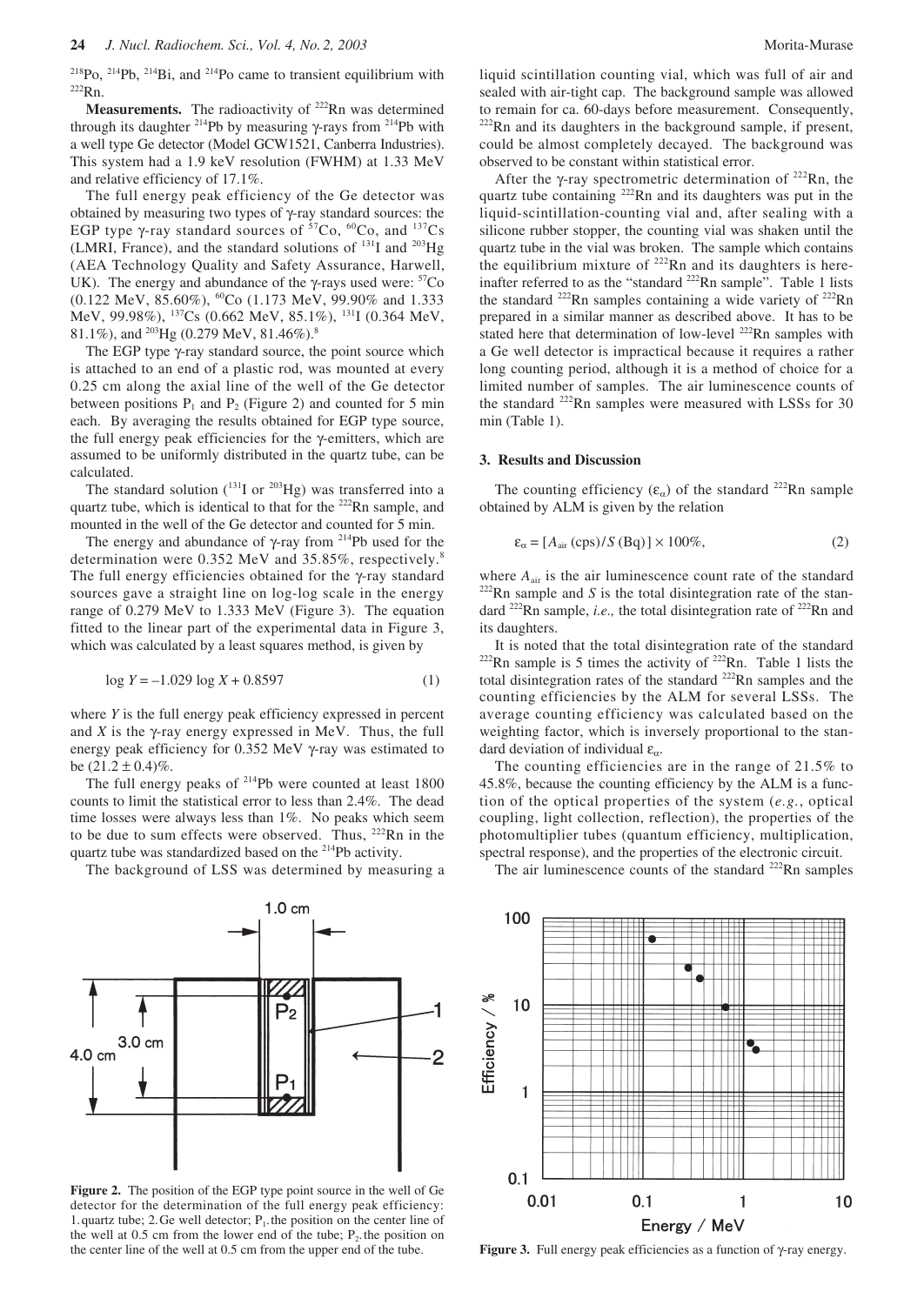$^{218}$Po, $^{214}$Pb, $^{214}$Bi, and $^{214}$Po came to transient equilibrium with $^{222}$Rn.

**Measurements.** The radioactivity of $^{222}$Rn was determined through its daughter $^{214}$Pb by measuring γ-rays from $^{214}$Pb with a well type Ge detector (Model GCW1521, Canberra Industries). This system had a 1.9 keV resolution (FWHM) at 1.33 MeV and relative efficiency of 17.1%.

The full energy peak efficiency of the Ge detector was obtained by measuring two types of γ-ray standard sources: the EGP type γ-ray standard sources of $^{57}$Co, $^{60}$Co, and $^{137}$Cs (LMRI, France), and the standard solutions of $^{131}$I and $^{203}$Hg (AEA Technology Quality and Safety Assurance, Harwell, UK). The energy and abundance of the γ-rays used were: $^{57}$Co (0.122 MeV, 85.60%), $^{60}$Co (1.173 MeV, 99.90% and 1.333 MeV, 99.98%), $^{137}$Cs (0.662 MeV, 85.1%), $^{131}$I (0.364 MeV, 81.1%), and $^{203}$Hg (0.279 MeV, 81.46%).[8]

The EGP type γ-ray standard source, the point source which is attached to an end of a plastic rod, was mounted at every 0.25 cm along the axial line of the well of the Ge detector between positions $P_1$ and $P_2$ (Figure 2) and counted for 5 min each. By averaging the results obtained for EGP type source, the full energy peak efficiencies for the γ-emitters, which are assumed to be uniformly distributed in the quartz tube, can be calculated.

The standard solution ($^{131}$I or $^{203}$Hg) was transferred into a quartz tube, which is identical to that for the $^{222}$Rn sample, and mounted in the well of the Ge detector and counted for 5 min.

The energy and abundance of γ-ray from $^{214}$Pb used for the determination were 0.352 MeV and 35.85%, respectively.[8] The full energy efficiencies obtained for the γ-ray standard sources gave a straight line on log-log scale in the energy range of 0.279 MeV to 1.333 MeV (Figure 3). The equation fitted to the linear part of the experimental data in Figure 3, which was calculated by a least squares method, is given by

$$\log Y = -1.029 \log X + 0.8597 \tag{1}$$

where $Y$ is the full energy peak efficiency expressed in percent and $X$ is the γ-ray energy expressed in MeV. Thus, the full energy peak efficiency for 0.352 MeV γ-ray was estimated to be $(21.2 \pm 0.4)$%.

The full energy peaks of $^{214}$Pb were counted at least 1800 counts to limit the statistical error to less than 2.4%. The dead time losses were always less than 1%. No peaks which seem to be due to sum effects were observed. Thus, $^{222}$Rn in the quartz tube was standardized based on the $^{214}$Pb activity.

The background of LSS was determined by measuring a liquid scintillation counting vial, which was full of air and sealed with air-tight cap. The background sample was allowed to remain for ca. 60-days before measurement. Consequently, $^{222}$Rn and its daughters in the background sample, if present, could be almost completely decayed. The background was observed to be constant within statistical error.

After the γ-ray spectrometric determination of $^{222}$Rn, the quartz tube containing $^{222}$Rn and its daughters was put in the liquid-scintillation-counting vial and, after sealing with a silicone rubber stopper, the counting vial was shaken until the quartz tube in the vial was broken. The sample which contains the equilibrium mixture of $^{222}$Rn and its daughters is hereinafter referred to as the "standard $^{222}$Rn sample". Table 1 lists the standard $^{222}$Rn samples containing a wide variety of $^{222}$Rn prepared in a similar manner as described above. It has to be stated here that determination of low-level $^{222}$Rn samples with a Ge well detector is impractical because it requires a rather long counting period, although it is a method of choice for a limited number of samples. The air luminescence counts of the standard $^{222}$Rn samples were measured with LSSs for 30 min (Table 1).

## 3. Results and Discussion

The counting efficiency ($\varepsilon_\alpha$) of the standard $^{222}$Rn sample obtained by ALM is given by the relation

$$\varepsilon_\alpha = [A_{\text{air}}\,(\text{cps}) / S\,(\text{Bq})] \times 100\%, \tag{2}$$

where $A_{\text{air}}$ is the air luminescence count rate of the standard $^{222}$Rn sample and $S$ is the total disintegration rate of the standard $^{222}$Rn sample, *i.e.,* the total disintegration rate of $^{222}$Rn and its daughters.

It is noted that the total disintegration rate of the standard $^{222}$Rn sample is 5 times the activity of $^{222}$Rn. Table 1 lists the total disintegration rates of the standard $^{222}$Rn samples and the counting efficiencies by the ALM for several LSSs. The average counting efficiency was calculated based on the weighting factor, which is inversely proportional to the standard deviation of individual $\varepsilon_\alpha$.

The counting efficiencies are in the range of 21.5% to 45.8%, because the counting efficiency by the ALM is a function of the optical properties of the system (*e.g.*, optical coupling, light collection, reflection), the properties of the photomultiplier tubes (quantum efficiency, multiplication, spectral response), and the properties of the electronic circuit.

The air luminescence counts of the standard $^{222}$Rn samples

**Figure 2.** The position of the EGP type point source in the well of Ge detector for the determination of the full energy peak efficiency: 1. quartz tube; 2. Ge well detector; $P_1$. the position on the center line of the well at 0.5 cm from the lower end of the tube; $P_2$. the position on the center line of the well at 0.5 cm from the upper end of the tube.

**Figure 3.** Full energy peak efficiencies as a function of γ-ray energy.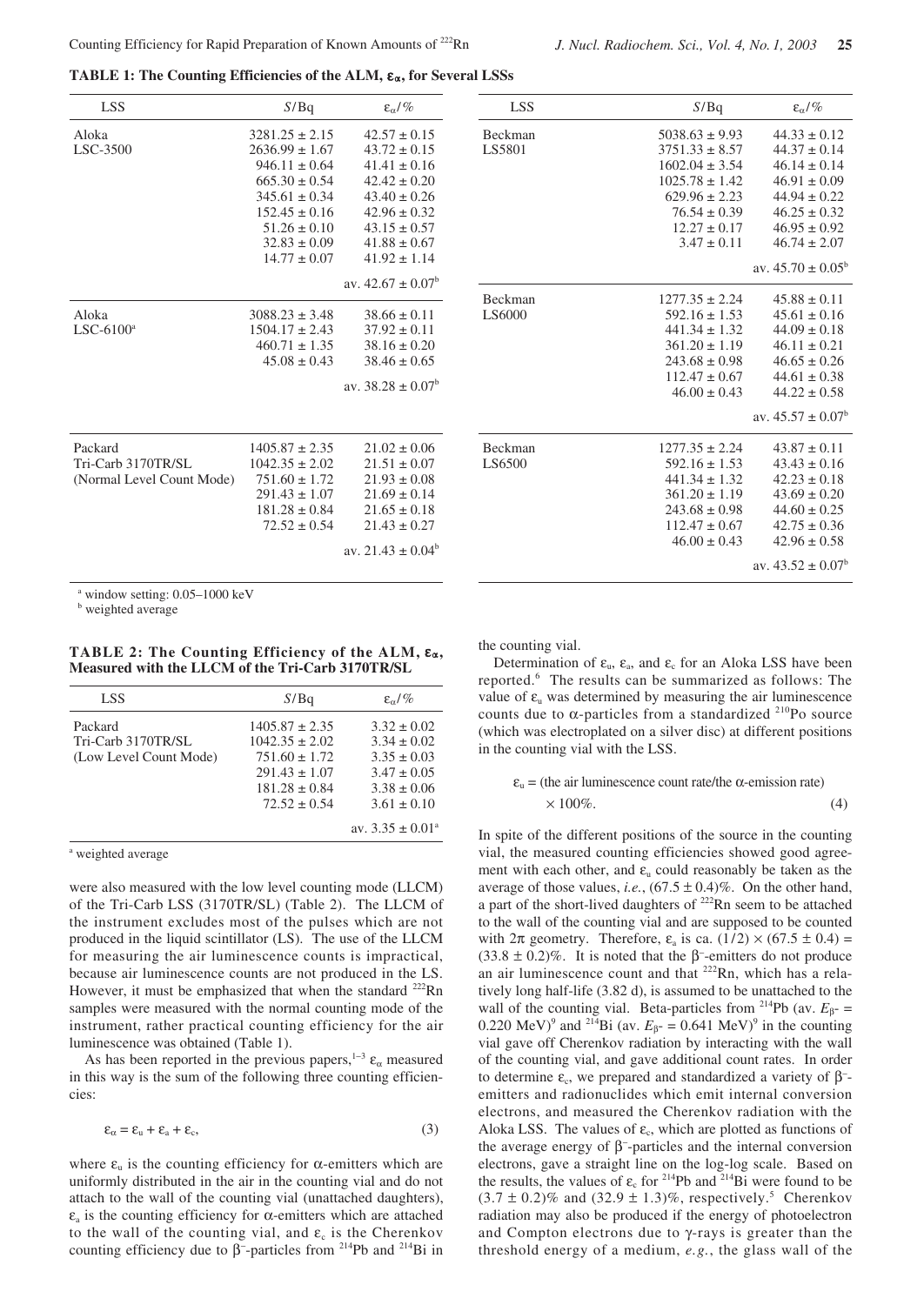**TABLE 1: The Counting Efficiencies of the ALM, $\varepsilon_\alpha$, for Several LSSs**

| LSS | $S$/Bq | $\varepsilon_\alpha$/% |
|---|---|---|
| Aloka LSC-3500 | 3281.25 ± 2.15 | 42.57 ± 0.15 |
| | 2636.99 ± 1.67 | 43.72 ± 0.15 |
| | 946.11 ± 0.64 | 41.41 ± 0.16 |
| | 665.30 ± 0.54 | 42.42 ± 0.20 |
| | 345.61 ± 0.34 | 43.40 ± 0.26 |
| | 152.45 ± 0.16 | 42.96 ± 0.32 |
| | 51.26 ± 0.10 | 43.15 ± 0.57 |
| | 32.83 ± 0.09 | 41.88 ± 0.67 |
| | 14.77 ± 0.07 | 41.92 ± 1.14 |
| | | av. 42.67 ± 0.07[b] |
| Aloka LSC-6100[a] | 3088.23 ± 3.48 | 38.66 ± 0.11 |
| | 1504.17 ± 2.43 | 37.92 ± 0.11 |
| | 460.71 ± 1.35 | 38.16 ± 0.20 |
| | 45.08 ± 0.43 | 38.46 ± 0.65 |
| | | av. 38.28 ± 0.07[b] |
| Packard Tri-Carb 3170TR/SL (Normal Level Count Mode) | 1405.87 ± 2.35 | 21.02 ± 0.06 |
| | 1042.35 ± 2.02 | 21.51 ± 0.07 |
| | 751.60 ± 1.72 | 21.93 ± 0.08 |
| | 291.43 ± 1.07 | 21.69 ± 0.14 |
| | 181.28 ± 0.84 | 21.65 ± 0.18 |
| | 72.52 ± 0.54 | 21.43 ± 0.27 |
| | | av. 21.43 ± 0.04[b] |
| Beckman LS5801 | 5038.63 ± 9.93 | 44.33 ± 0.12 |
| | 3751.33 ± 8.57 | 44.37 ± 0.14 |
| | 1602.04 ± 3.54 | 46.14 ± 0.14 |
| | 1025.78 ± 1.42 | 46.91 ± 0.09 |
| | 629.96 ± 2.23 | 44.94 ± 0.22 |
| | 76.54 ± 0.39 | 46.25 ± 0.32 |
| | 12.27 ± 0.17 | 46.95 ± 0.92 |
| | 3.47 ± 0.11 | 46.74 ± 2.07 |
| | | av. 45.70 ± 0.05[b] |
| Beckman LS6000 | 1277.35 ± 2.24 | 45.88 ± 0.11 |
| | 592.16 ± 1.53 | 45.61 ± 0.16 |
| | 441.34 ± 1.32 | 44.09 ± 0.18 |
| | 361.20 ± 1.19 | 46.11 ± 0.21 |
| | 243.68 ± 0.98 | 46.65 ± 0.26 |
| | 112.47 ± 0.67 | 44.61 ± 0.38 |
| | 46.00 ± 0.43 | 44.22 ± 0.58 |
| | | av. 45.57 ± 0.07[b] |
| Beckman LS6500 | 1277.35 ± 2.24 | 43.87 ± 0.11 |
| | 592.16 ± 1.53 | 43.43 ± 0.16 |
| | 441.34 ± 1.32 | 42.23 ± 0.18 |
| | 361.20 ± 1.19 | 43.69 ± 0.20 |
| | 243.68 ± 0.98 | 44.60 ± 0.25 |
| | 112.47 ± 0.67 | 42.75 ± 0.36 |
| | 46.00 ± 0.43 | 42.96 ± 0.58 |
| | | av. 43.52 ± 0.07[b] |

[a] window setting: 0.05–1000 keV
[b] weighted average

**TABLE 2: The Counting Efficiency of the ALM, $\varepsilon_\alpha$, Measured with the LLCM of the Tri-Carb 3170TR/SL**

| LSS | $S$/Bq | $\varepsilon_\alpha$/% |
|---|---|---|
| Packard Tri-Carb 3170TR/SL (Low Level Count Mode) | 1405.87 ± 2.35 | 3.32 ± 0.02 |
| | 1042.35 ± 2.02 | 3.34 ± 0.02 |
| | 751.60 ± 1.72 | 3.35 ± 0.03 |
| | 291.43 ± 1.07 | 3.47 ± 0.05 |
| | 181.28 ± 0.84 | 3.38 ± 0.06 |
| | 72.52 ± 0.54 | 3.61 ± 0.10 |
| | | av. 3.35 ± 0.01[a] |

[a] weighted average

were also measured with the low level counting mode (LLCM) of the Tri-Carb LSS (3170TR/SL) (Table 2). The LLCM of the instrument excludes most of the pulses which are not produced in the liquid scintillator (LS). The use of the LLCM for measuring the air luminescence counts is impractical, because air luminescence counts are not produced in the LS. However, it must be emphasized that when the standard $^{222}$Rn samples were measured with the normal counting mode of the instrument, rather practical counting efficiency for the air luminescence was obtained (Table 1).

As has been reported in the previous papers,[1–3] $\varepsilon_\alpha$ measured in this way is the sum of the following three counting efficiencies:

$$\varepsilon_\alpha = \varepsilon_u + \varepsilon_a + \varepsilon_c, \tag{3}$$

where $\varepsilon_u$ is the counting efficiency for α-emitters which are uniformly distributed in the air in the counting vial and do not attach to the wall of the counting vial (unattached daughters), $\varepsilon_a$ is the counting efficiency for α-emitters which are attached to the wall of the counting vial, and $\varepsilon_c$ is the Cherenkov counting efficiency due to β⁻-particles from $^{214}$Pb and $^{214}$Bi in the counting vial.

Determination of $\varepsilon_u$, $\varepsilon_a$, and $\varepsilon_c$ for an Aloka LSS have been reported.[6] The results can be summarized as follows: The value of $\varepsilon_u$ was determined by measuring the air luminescence counts due to α-particles from a standardized $^{210}$Po source (which was electroplated on a silver disc) at different positions in the counting vial with the LSS.

$$\varepsilon_u = \text{(the air luminescence count rate/the } \alpha\text{-emission rate)} \times 100\%. \tag{4}$$

In spite of the different positions of the source in the counting vial, the measured counting efficiencies showed good agreement with each other, and $\varepsilon_u$ could reasonably be taken as the average of those values, *i.e.*, (67.5 ± 0.4)%. On the other hand, a part of the short-lived daughters of $^{222}$Rn seem to be attached to the wall of the counting vial and are supposed to be counted with 2π geometry. Therefore, $\varepsilon_a$ is ca. (1/2) × (67.5 ± 0.4) = (33.8 ± 0.2)%. It is noted that the β⁻-emitters do not produce an air luminescence count and that $^{222}$Rn, which has a relatively long half-life (3.82 d), is assumed to be unattached to the wall of the counting vial. Beta-particles from $^{214}$Pb (av. $E_{\beta^-}$ = 0.220 MeV)[9] and $^{214}$Bi (av. $E_{\beta^-}$ = 0.641 MeV)[9] in the counting vial gave off Cherenkov radiation by interacting with the wall of the counting vial, and gave additional count rates. In order to determine $\varepsilon_c$, we prepared and standardized a variety of β⁻-emitters and radionuclides which emit internal conversion electrons, and measured the Cherenkov radiation with the Aloka LSS. The values of $\varepsilon_c$, which are plotted as functions of the average energy of β⁻-particles and the internal conversion electrons, gave a straight line on the log-log scale. Based on the results, the values of $\varepsilon_c$ for $^{214}$Pb and $^{214}$Bi were found to be (3.7 ± 0.2)% and (32.9 ± 1.3)%, respectively.[5] Cherenkov radiation may also be produced if the energy of photoelectron and Compton electrons due to γ-rays is greater than the threshold energy of a medium, *e.g.*, the glass wall of the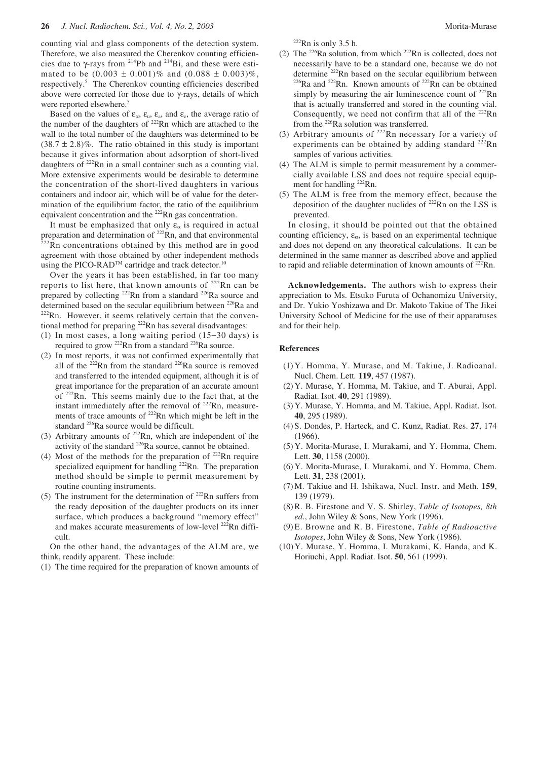counting vial and glass components of the detection system. Therefore, we also measured the Cherenkov counting efficiencies due to γ-rays from $^{214}Pb$ and $^{214}Bi$, and these were estimated to be (0.003 ± 0.001)% and (0.088 ± 0.003)%, respectively.[5] The Cherenkov counting efficiencies described above were corrected for those due to γ-rays, details of which were reported elsewhere.[5]

Based on the values of $\varepsilon_\alpha$, $\varepsilon_u$, $\varepsilon_a$, and $\varepsilon_c$, the average ratio of the number of the daughters of $^{222}Rn$ which are attached to the wall to the total number of the daughters was determined to be (38.7 ± 2.8)%. The ratio obtained in this study is important because it gives information about adsorption of short-lived daughters of $^{222}Rn$ in a small container such as a counting vial. More extensive experiments would be desirable to determine the concentration of the short-lived daughters in various containers and indoor air, which will be of value for the determination of the equilibrium factor, the ratio of the equilibrium equivalent concentration and the $^{222}Rn$ gas concentration.

It must be emphasized that only $\varepsilon_\alpha$ is required in actual preparation and determination of $^{222}Rn$, and that environmental $^{222}Rn$ concentrations obtained by this method are in good agreement with those obtained by other independent methods using the PICO-RAD™ cartridge and track detector.[10]

Over the years it has been established, in far too many reports to list here, that known amounts of $^{222}Rn$ can be prepared by collecting $^{222}Rn$ from a standard $^{226}Ra$ source and determined based on the secular equilibrium between $^{226}Ra$ and $^{222}Rn$. However, it seems relatively certain that the conventional method for preparing $^{222}Rn$ has several disadvantages:

(1) In most cases, a long waiting period (15−30 days) is required to grow $^{222}Rn$ from a standard $^{226}Ra$ source.
(2) In most reports, it was not confirmed experimentally that all of the $^{222}Rn$ from the standard $^{226}Ra$ source is removed and transferred to the intended equipment, although it is of great importance for the preparation of an accurate amount of $^{222}Rn$. This seems mainly due to the fact that, at the instant immediately after the removal of $^{222}Rn$, measurements of trace amounts of $^{222}Rn$ which might be left in the standard $^{226}Ra$ source would be difficult.
(3) Arbitrary amounts of $^{222}Rn$, which are independent of the activity of the standard $^{226}Ra$ source, cannot be obtained.
(4) Most of the methods for the preparation of $^{222}Rn$ require specialized equipment for handling $^{222}Rn$. The preparation method should be simple to permit measurement by routine counting instruments.
(5) The instrument for the determination of $^{222}Rn$ suffers from the ready deposition of the daughter products on its inner surface, which produces a background "memory effect" and makes accurate measurements of low-level $^{222}Rn$ difficult.

On the other hand, the advantages of the ALM are, we think, readily apparent. These include:

(1) The time required for the preparation of known amounts of $^{222}Rn$ is only 3.5 h.
(2) The $^{226}Ra$ solution, from which $^{222}Rn$ is collected, does not necessarily have to be a standard one, because we do not determine $^{222}Rn$ based on the secular equilibrium between $^{226}Ra$ and $^{222}Rn$. Known amounts of $^{222}Rn$ can be obtained simply by measuring the air luminescence count of $^{222}Rn$ that is actually transferred and stored in the counting vial. Consequently, we need not confirm that all of the $^{222}Rn$ from the $^{226}Ra$ solution was transferred.
(3) Arbitrary amounts of $^{222}Rn$ necessary for a variety of experiments can be obtained by adding standard $^{222}Rn$ samples of various activities.
(4) The ALM is simple to permit measurement by a commercially available LSS and does not require special equipment for handling $^{222}Rn$.
(5) The ALM is free from the memory effect, because the deposition of the daughter nuclides of $^{222}Rn$ on the LSS is prevented.

In closing, it should be pointed out that the obtained counting efficiency, $\varepsilon_\alpha$, is based on an experimental technique and does not depend on any theoretical calculations. It can be determined in the same manner as described above and applied to rapid and reliable determination of known amounts of $^{222}Rn$.

**Acknowledgements.** The authors wish to express their appreciation to Ms. Etsuko Furuta of Ochanomizu University, and Dr. Yukio Yoshizawa and Dr. Makoto Takiue of The Jikei University School of Medicine for the use of their apparatuses and for their help.

## References

(1) Y. Homma, Y. Murase, and M. Takiue, J. Radioanal. Nucl. Chem. Lett. **119**, 457 (1987).
(2) Y. Murase, Y. Homma, M. Takiue, and T. Aburai, Appl. Radiat. Isot. **40**, 291 (1989).
(3) Y. Murase, Y. Homma, and M. Takiue, Appl. Radiat. Isot. **40**, 295 (1989).
(4) S. Dondes, P. Harteck, and C. Kunz, Radiat. Res. **27**, 174 (1966).
(5) Y. Morita-Murase, I. Murakami, and Y. Homma, Chem. Lett. **30**, 1158 (2000).
(6) Y. Morita-Murase, I. Murakami, and Y. Homma, Chem. Lett. **31**, 238 (2001).
(7) M. Takiue and H. Ishikawa, Nucl. Instr. and Meth. **159**, 139 (1979).
(8) R. B. Firestone and V. S. Shirley, *Table of Isotopes, 8th ed*., John Wiley & Sons, New York (1996).
(9) E. Browne and R. B. Firestone, *Table of Radioactive Isotopes*, John Wiley & Sons, New York (1986).
(10) Y. Murase, Y. Homma, I. Murakami, K. Handa, and K. Horiuchi, Appl. Radiat. Isot. **50**, 561 (1999).